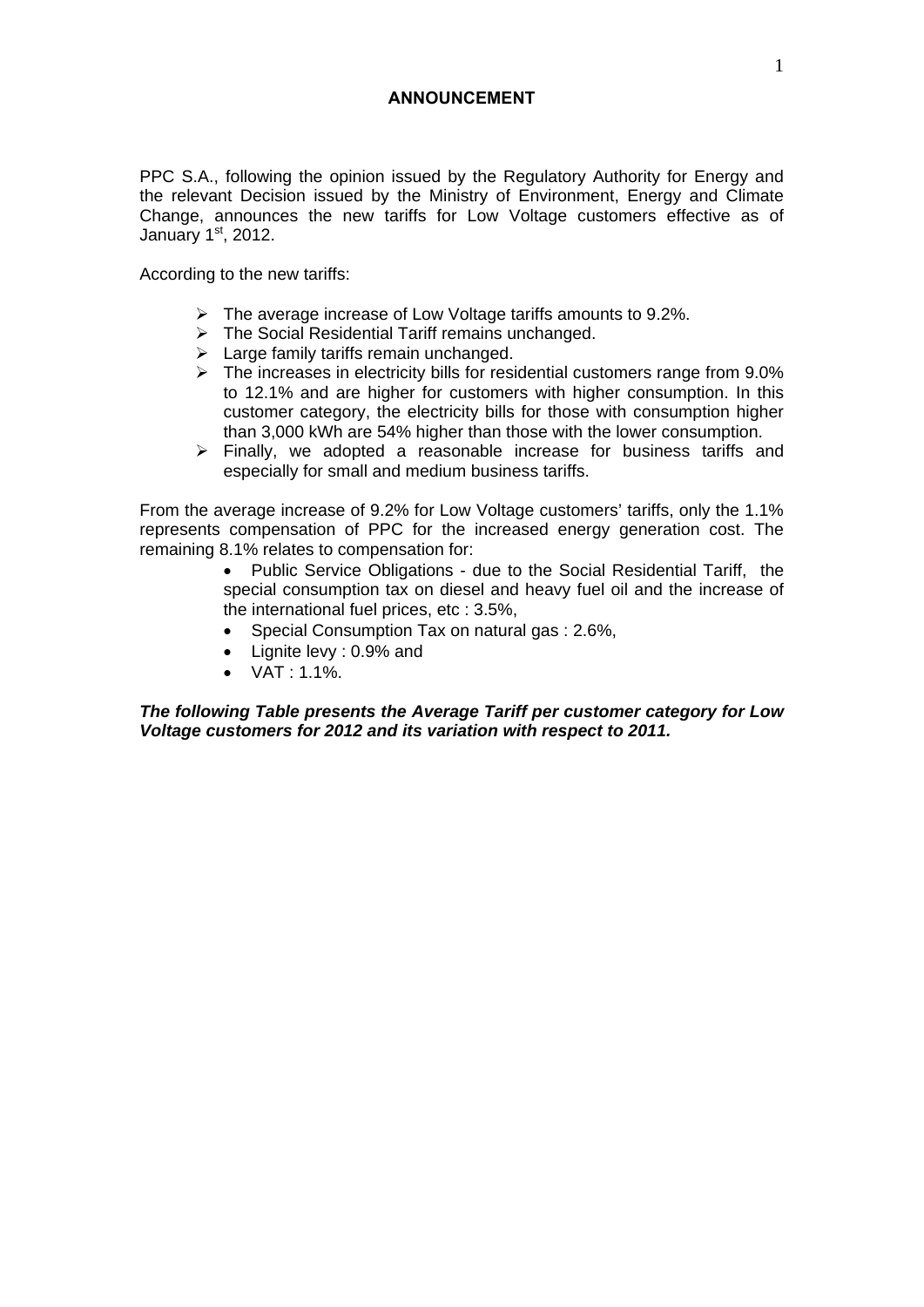# ANNOUNCEMENT

PPC S.A., following the opinion issued by the Regulatory Authority for Energy and the relevant Decision issued by the Ministry of Environment, Energy and Climate Change, announces the new tariffs for Low Voltage customers effective as of January 1st, 2012.

According to the new tariffs:

- The average increase of Low Voltage tariffs amounts to 9.2%.
- The Social Residential Tariff remains unchanged.
- Large family tariffs remain unchanged.
- The increases in electricity bills for residential customers range from 9.0% to 12.1% and are higher for customers with higher consumption. In this customer category, the electricity bills for those with consumption higher than 3,000 kWh are 54% higher than those with the lower consumption.
- Finally, we adopted a reasonable increase for business tariffs and especially for small and medium business tariffs.

From the average increase of 9.2% for Low Voltage customers' tariffs, only the 1.1% represents compensation of PPC for the increased energy generation cost. The remaining 8.1% relates to compensation for:

- Public Service Obligations - due to the Social Residential Tariff, the special consumption tax on diesel and heavy fuel oil and the increase of the international fuel prices, etc : 3.5%,
- Special Consumption Tax on natural gas : 2.6%,
- Lignite levy : 0.9% and
- VAT : 1.1%.

***The following Table presents the Average Tariff per customer category for Low Voltage customers for 2012 and its variation with respect to 2011.***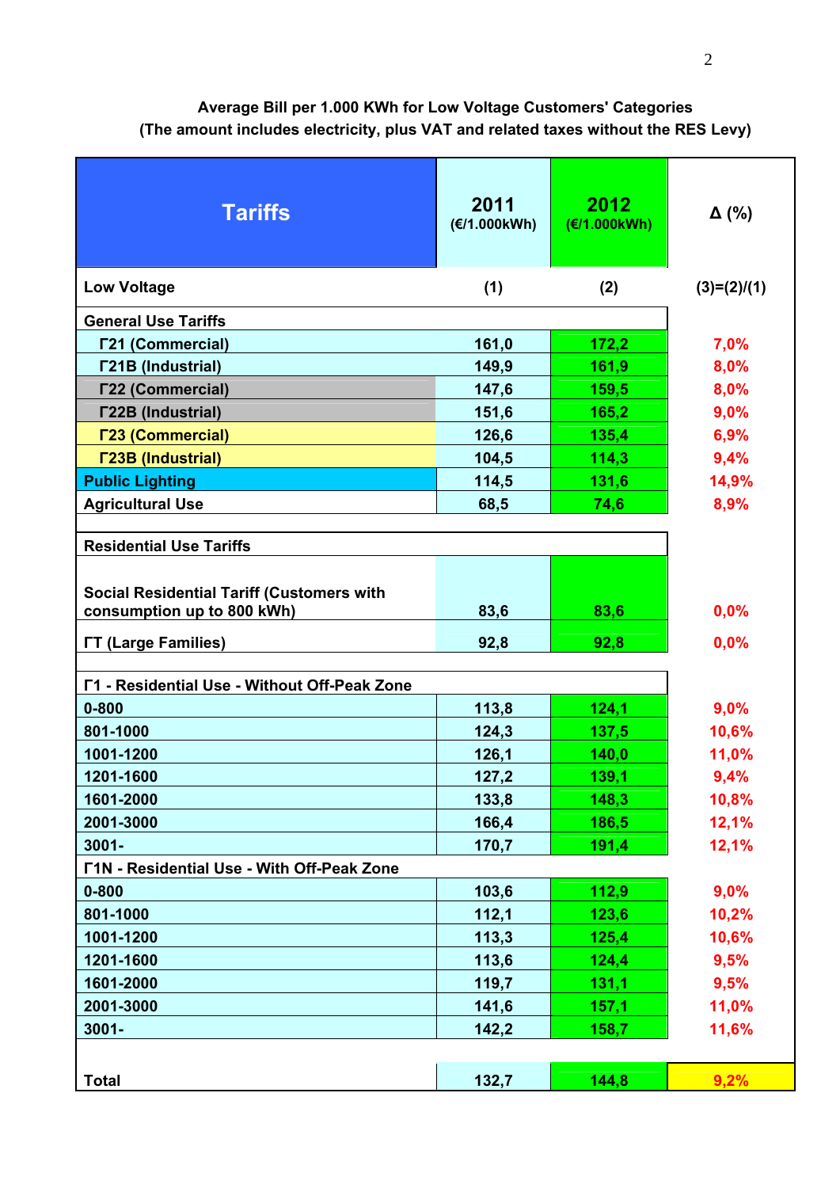**Average Bill per 1.000 KWh for Low Voltage Customers' Categories**
**(The amount includes electricity, plus VAT and related taxes without the RES Levy)**

| Tariffs | 2011 (€/1.000kWh) | 2012 (€/1.000kWh) | Δ (%) |
|---|---|---|---|
| **Low Voltage** | (1) | (2) | (3)=(2)/(1) |
| **General Use Tariffs** | | | |
| Γ21 (Commercial) | 161,0 | 172,2 | 7,0% |
| Γ21B (Industrial) | 149,9 | 161,9 | 8,0% |
| Γ22 (Commercial) | 147,6 | 159,5 | 8,0% |
| Γ22B (Industrial) | 151,6 | 165,2 | 9,0% |
| Γ23 (Commercial) | 126,6 | 135,4 | 6,9% |
| Γ23B (Industrial) | 104,5 | 114,3 | 9,4% |
| Public Lighting | 114,5 | 131,6 | 14,9% |
| Agricultural Use | 68,5 | 74,6 | 8,9% |
| **Residential Use Tariffs** | | | |
| Social Residential Tariff (Customers with consumption up to 800 kWh) | 83,6 | 83,6 | 0,0% |
| ΓΤ (Large Families) | 92,8 | 92,8 | 0,0% |
| **Γ1 - Residential Use - Without Off-Peak Zone** | | | |
| 0-800 | 113,8 | 124,1 | 9,0% |
| 801-1000 | 124,3 | 137,5 | 10,6% |
| 1001-1200 | 126,1 | 140,0 | 11,0% |
| 1201-1600 | 127,2 | 139,1 | 9,4% |
| 1601-2000 | 133,8 | 148,3 | 10,8% |
| 2001-3000 | 166,4 | 186,5 | 12,1% |
| 3001- | 170,7 | 191,4 | 12,1% |
| **Γ1Ν - Residential Use - With Off-Peak Zone** | | | |
| 0-800 | 103,6 | 112,9 | 9,0% |
| 801-1000 | 112,1 | 123,6 | 10,2% |
| 1001-1200 | 113,3 | 125,4 | 10,6% |
| 1201-1600 | 113,6 | 124,4 | 9,5% |
| 1601-2000 | 119,7 | 131,1 | 9,5% |
| 2001-3000 | 141,6 | 157,1 | 11,0% |
| 3001- | 142,2 | 158,7 | 11,6% |
| **Total** | 132,7 | 144,8 | 9,2% |